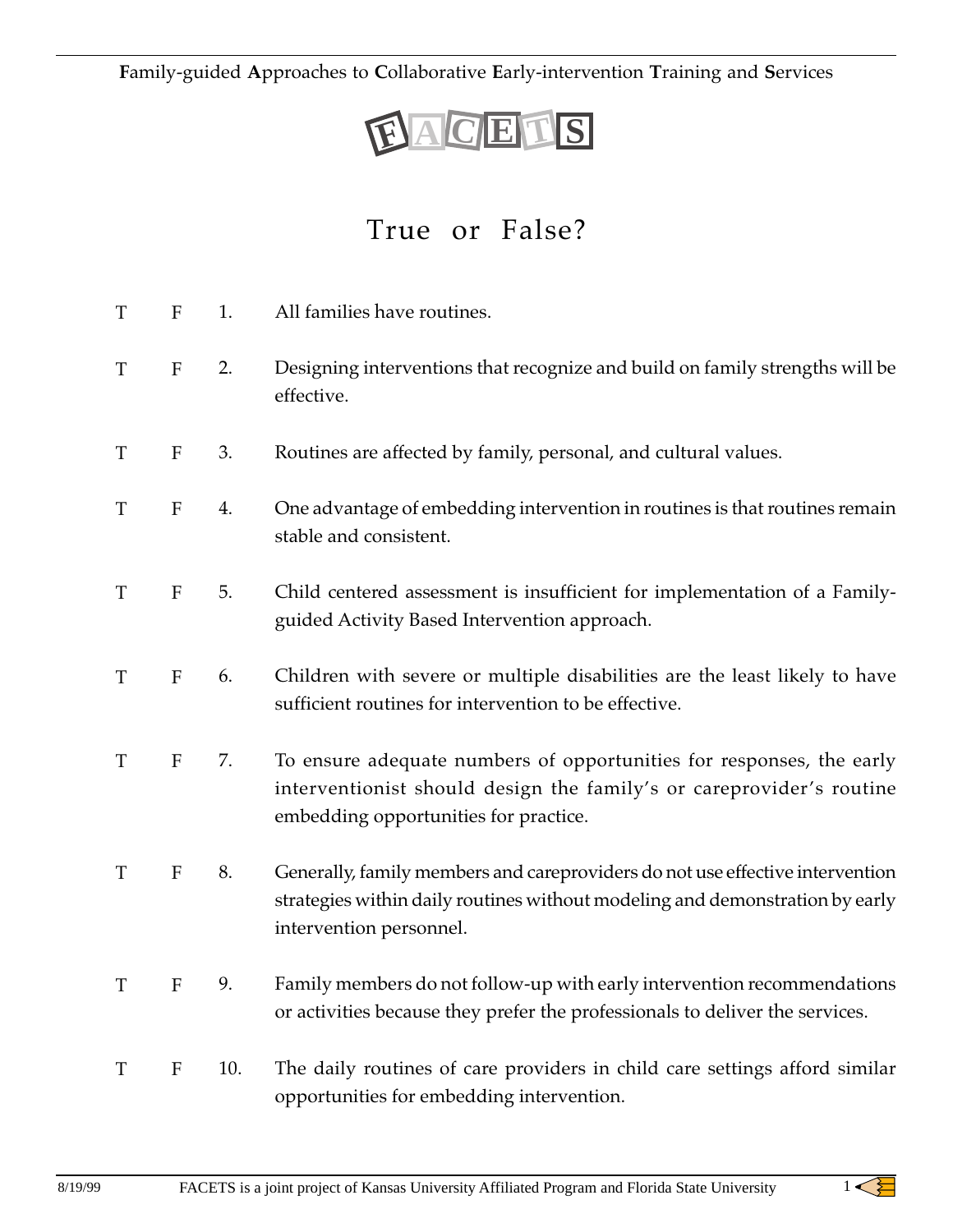**F**amily-guided **A**pproaches to **C**ollaborative **E**arly-intervention **T**raining and **S**ervices

FACETS

# True or False?

T F 1. All families have routines.

T F 2. Designing interventions that recognize and build on family strengths will be effective.

T F 3. Routines are affected by family, personal, and cultural values.

T F 4. One advantage of embedding intervention in routines is that routines remain stable and consistent.

T F 5. Child centered assessment is insufficient for implementation of a Family-guided Activity Based Intervention approach.

T F 6. Children with severe or multiple disabilities are the least likely to have sufficient routines for intervention to be effective.

T F 7. To ensure adequate numbers of opportunities for responses, the early interventionist should design the family's or careprovider's routine embedding opportunities for practice.

T F 8. Generally, family members and careproviders do not use effective intervention strategies within daily routines without modeling and demonstration by early intervention personnel.

T F 9. Family members do not follow-up with early intervention recommendations or activities because they prefer the professionals to deliver the services.

T F 10. The daily routines of care providers in child care settings afford similar opportunities for embedding intervention.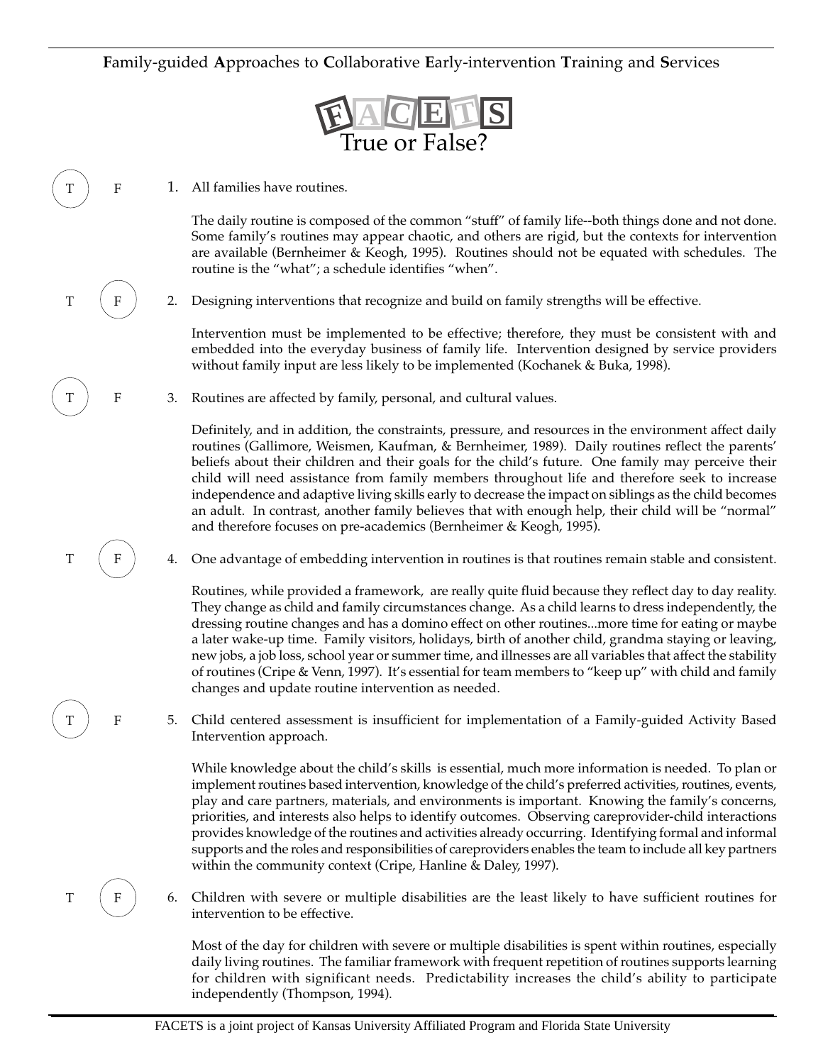**F**amily-guided **A**pproaches to **C**ollaborative **E**arly-intervention **T**raining and **S**ervices

# FACETS True or False?

**T** (circled) F 1. All families have routines.

The daily routine is composed of the common "stuff" of family life--both things done and not done. Some family's routines may appear chaotic, and others are rigid, but the contexts for intervention are available (Bernheimer & Keogh, 1995). Routines should not be equated with schedules. The routine is the "what"; a schedule identifies "when".

T **F** (circled) 2. Designing interventions that recognize and build on family strengths will be effective.

Intervention must be implemented to be effective; therefore, they must be consistent with and embedded into the everyday business of family life. Intervention designed by service providers without family input are less likely to be implemented (Kochanek & Buka, 1998).

**T** (circled) F 3. Routines are affected by family, personal, and cultural values.

Definitely, and in addition, the constraints, pressure, and resources in the environment affect daily routines (Gallimore, Weismen, Kaufman, & Bernheimer, 1989). Daily routines reflect the parents' beliefs about their children and their goals for the child's future. One family may perceive their child will need assistance from family members throughout life and therefore seek to increase independence and adaptive living skills early to decrease the impact on siblings as the child becomes an adult. In contrast, another family believes that with enough help, their child will be "normal" and therefore focuses on pre-academics (Bernheimer & Keogh, 1995).

T **F** (circled) 4. One advantage of embedding intervention in routines is that routines remain stable and consistent.

Routines, while provided a framework, are really quite fluid because they reflect day to day reality. They change as child and family circumstances change. As a child learns to dress independently, the dressing routine changes and has a domino effect on other routines...more time for eating or maybe a later wake-up time. Family visitors, holidays, birth of another child, grandma staying or leaving, new jobs, a job loss, school year or summer time, and illnesses are all variables that affect the stability of routines (Cripe & Venn, 1997). It's essential for team members to "keep up" with child and family changes and update routine intervention as needed.

**T** (circled) F 5. Child centered assessment is insufficient for implementation of a Family-guided Activity Based Intervention approach.

While knowledge about the child's skills is essential, much more information is needed. To plan or implement routines based intervention, knowledge of the child's preferred activities, routines, events, play and care partners, materials, and environments is important. Knowing the family's concerns, priorities, and interests also helps to identify outcomes. Observing careprovider-child interactions provides knowledge of the routines and activities already occurring. Identifying formal and informal supports and the roles and responsibilities of careproviders enables the team to include all key partners within the community context (Cripe, Hanline & Daley, 1997).

T **F** (circled) 6. Children with severe or multiple disabilities are the least likely to have sufficient routines for intervention to be effective.

Most of the day for children with severe or multiple disabilities is spent within routines, especially daily living routines. The familiar framework with frequent repetition of routines supports learning for children with significant needs. Predictability increases the child's ability to participate independently (Thompson, 1994).

FACETS is a joint project of Kansas University Affiliated Program and Florida State University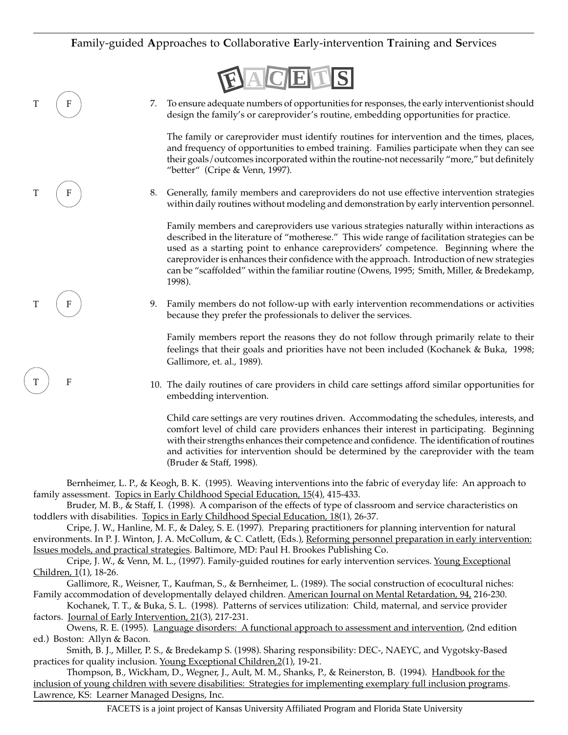T (F) 7. To ensure adequate numbers of opportunities for responses, the early interventionist should design the family's or careprovider's routine, embedding opportunities for practice.

The family or careprovider must identify routines for intervention and the times, places, and frequency of opportunities to embed training. Families participate when they can see their goals/outcomes incorporated within the routine-not necessarily "more," but definitely "better" (Cripe & Venn, 1997).

T (F) 8. Generally, family members and careproviders do not use effective intervention strategies within daily routines without modeling and demonstration by early intervention personnel.

Family members and careproviders use various strategies naturally within interactions as described in the literature of "motherese." This wide range of facilitation strategies can be used as a starting point to enhance careproviders' competence. Beginning where the careprovider is enhances their confidence with the approach. Introduction of new strategies can be "scaffolded" within the familiar routine (Owens, 1995; Smith, Miller, & Bredekamp, 1998).

T (F) 9. Family members do not follow-up with early intervention recommendations or activities because they prefer the professionals to deliver the services.

Family members report the reasons they do not follow through primarily relate to their feelings that their goals and priorities have not been included (Kochanek & Buka, 1998; Gallimore, et. al., 1989).

(T) F 10. The daily routines of care providers in child care settings afford similar opportunities for embedding intervention.

Child care settings are very routines driven. Accommodating the schedules, interests, and comfort level of child care providers enhances their interest in participating. Beginning with their strengths enhances their competence and confidence. The identification of routines and activities for intervention should be determined by the careprovider with the team (Bruder & Staff, 1998).

Bernheimer, L. P., & Keogh, B. K. (1995). Weaving interventions into the fabric of everyday life: An approach to family assessment. Topics in Early Childhood Special Education, 15(4), 415-433.

Bruder, M. B., & Staff, I. (1998). A comparison of the effects of type of classroom and service characteristics on toddlers with disabilities. Topics in Early Childhood Special Education, 18(1), 26-37.

Cripe, J. W., Hanline, M. F., & Daley, S. E. (1997). Preparing practitioners for planning intervention for natural environments. In P. J. Winton, J. A. McCollum, & C. Catlett, (Eds.), Reforming personnel preparation in early intervention: Issues models, and practical strategies. Baltimore, MD: Paul H. Brookes Publishing Co.

Cripe, J. W., & Venn, M. L., (1997). Family-guided routines for early intervention services. Young Exceptional Children, 1(1), 18-26.

Gallimore, R., Weisner, T., Kaufman, S., & Bernheimer, L. (1989). The social construction of ecocultural niches: Family accommodation of developmentally delayed children. American Journal on Mental Retardation, 94, 216-230.

Kochanek, T. T., & Buka, S. L. (1998). Patterns of services utilization: Child, maternal, and service provider factors. Journal of Early Intervention, 21(3), 217-231.

Owens, R. E. (1995). Language disorders: A functional approach to assessment and intervention, (2nd edition ed.) Boston: Allyn & Bacon.

Smith, B. J., Miller, P. S., & Bredekamp S. (1998). Sharing responsibility: DEC-, NAEYC, and Vygotsky-Based practices for quality inclusion. Young Exceptional Children,2(1), 19-21.

Thompson, B., Wickham, D., Wegner, J., Ault, M. M., Shanks, P., & Reinerston, B. (1994). Handbook for the inclusion of young children with severe disabilities: Strategies for implementing exemplary full inclusion programs. Lawrence, KS: Learner Managed Designs, Inc.